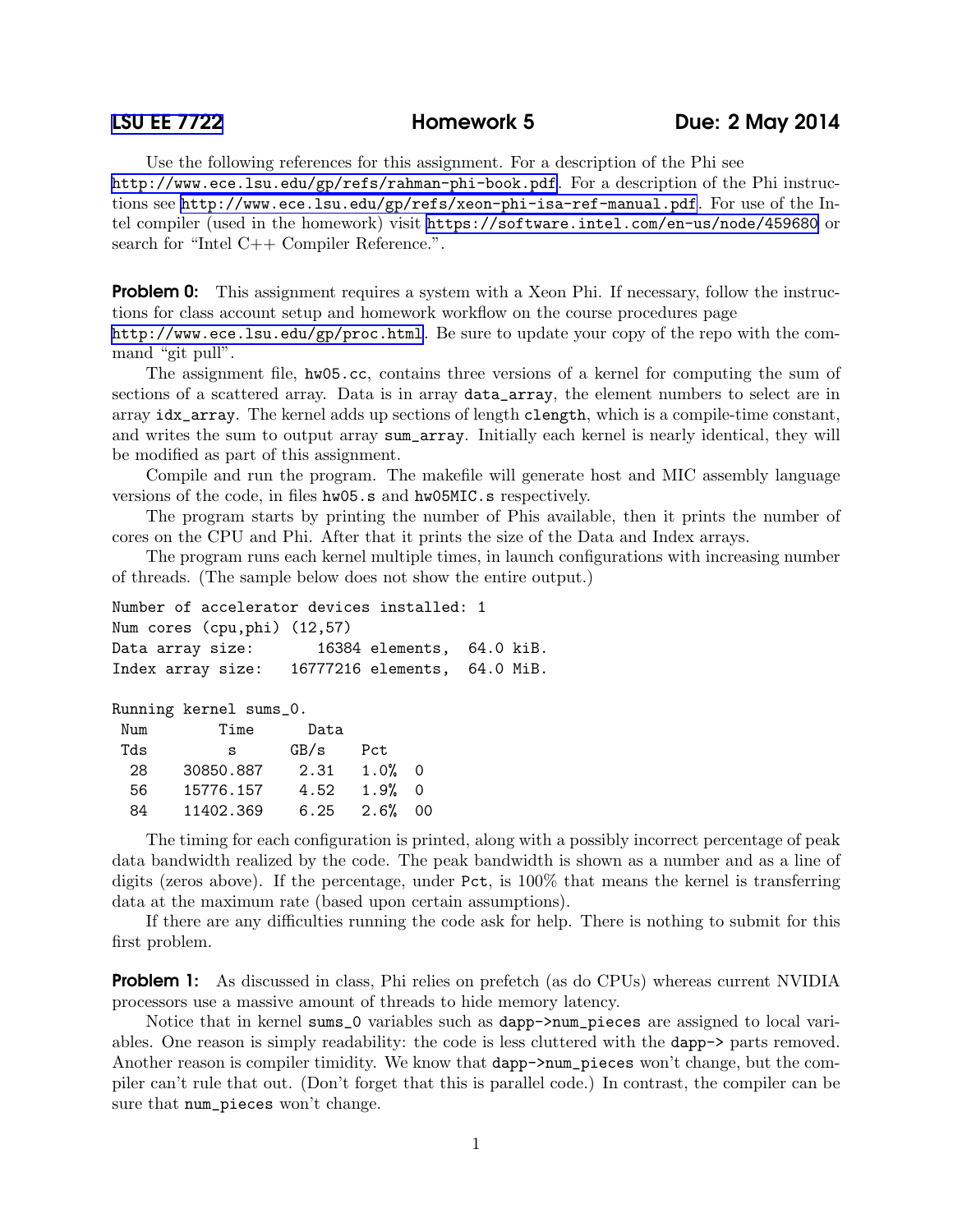# LSU EE 7722 — Homework 5 — Due: 2 May 2014

Use the following references for this assignment. For a description of the Phi see http://www.ece.lsu.edu/gp/refs/rahman-phi-book.pdf. For a description of the Phi instructions see http://www.ece.lsu.edu/gp/refs/xeon-phi-isa-ref-manual.pdf. For use of the Intel compiler (used in the homework) visit https://software.intel.com/en-us/node/459680 or search for "Intel C++ Compiler Reference.".

**Problem 0:** This assignment requires a system with a Xeon Phi. If necessary, follow the instructions for class account setup and homework workflow on the course procedures page http://www.ece.lsu.edu/gp/proc.html. Be sure to update your copy of the repo with the command "git pull".

The assignment file, `hw05.cc`, contains three versions of a kernel for computing the sum of sections of a scattered array. Data is in array `data_array`, the element numbers to select are in array `idx_array`. The kernel adds up sections of length `clength`, which is a compile-time constant, and writes the sum to output array `sum_array`. Initially each kernel is nearly identical, they will be modified as part of this assignment.

Compile and run the program. The makefile will generate host and MIC assembly language versions of the code, in files `hw05.s` and `hw05MIC.s` respectively.

The program starts by printing the number of Phis available, then it prints the number of cores on the CPU and Phi. After that it prints the size of the Data and Index arrays.

The program runs each kernel multiple times, in launch configurations with increasing number of threads. (The sample below does not show the entire output.)

```
Number of accelerator devices installed: 1
Num cores (cpu,phi) (12,57)
Data array size:       16384 elements,  64.0 kiB.
Index array size:   16777216 elements,  64.0 MiB.

Running kernel sums_0.
 Num        Time      Data
 Tds           s      GB/s    Pct
  28    30850.887     2.31    1.0%  0
  56    15776.157     4.52    1.9%  0
  84    11402.369     6.25    2.6%  00
```

The timing for each configuration is printed, along with a possibly incorrect percentage of peak data bandwidth realized by the code. The peak bandwidth is shown as a number and as a line of digits (zeros above). If the percentage, under `Pct`, is 100% that means the kernel is transferring data at the maximum rate (based upon certain assumptions).

If there are any difficulties running the code ask for help. There is nothing to submit for this first problem.

**Problem 1:** As discussed in class, Phi relies on prefetch (as do CPUs) whereas current NVIDIA processors use a massive amount of threads to hide memory latency.

Notice that in kernel `sums_0` variables such as `dapp->num_pieces` are assigned to local variables. One reason is simply readability: the code is less cluttered with the `dapp->` parts removed. Another reason is compiler timidity. We know that `dapp->num_pieces` won't change, but the compiler can't rule that out. (Don't forget that this is parallel code.) In contrast, the compiler can be sure that `num_pieces` won't change.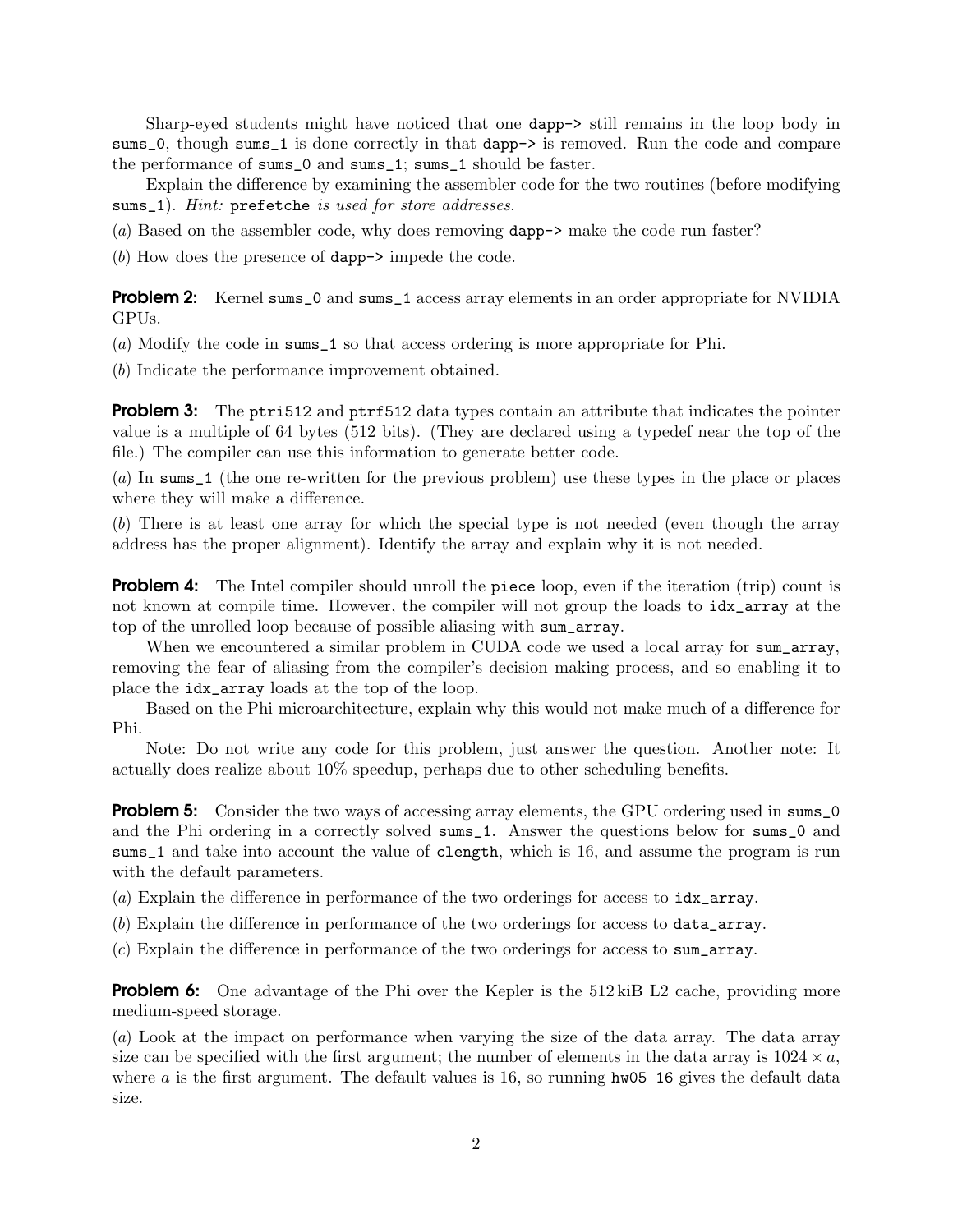Sharp-eyed students might have noticed that one `dapp->` still remains in the loop body in `sums_0`, though `sums_1` is done correctly in that `dapp->` is removed. Run the code and compare the performance of `sums_0` and `sums_1`; `sums_1` should be faster.

Explain the difference by examining the assembler code for the two routines (before modifying `sums_1`). *Hint:* `prefetche` *is used for store addresses.*

(*a*) Based on the assembler code, why does removing `dapp->` make the code run faster?

(*b*) How does the presence of `dapp->` impede the code.

**Problem 2:** Kernel `sums_0` and `sums_1` access array elements in an order appropriate for NVIDIA GPUs.

(*a*) Modify the code in `sums_1` so that access ordering is more appropriate for Phi.

(*b*) Indicate the performance improvement obtained.

**Problem 3:** The `ptri512` and `ptrf512` data types contain an attribute that indicates the pointer value is a multiple of 64 bytes (512 bits). (They are declared using a typedef near the top of the file.) The compiler can use this information to generate better code.

(*a*) In `sums_1` (the one re-written for the previous problem) use these types in the place or places where they will make a difference.

(*b*) There is at least one array for which the special type is not needed (even though the array address has the proper alignment). Identify the array and explain why it is not needed.

**Problem 4:** The Intel compiler should unroll the `piece` loop, even if the iteration (trip) count is not known at compile time. However, the compiler will not group the loads to `idx_array` at the top of the unrolled loop because of possible aliasing with `sum_array`.

When we encountered a similar problem in CUDA code we used a local array for `sum_array`, removing the fear of aliasing from the compiler's decision making process, and so enabling it to place the `idx_array` loads at the top of the loop.

Based on the Phi microarchitecture, explain why this would not make much of a difference for Phi.

Note: Do not write any code for this problem, just answer the question. Another note: It actually does realize about 10% speedup, perhaps due to other scheduling benefits.

**Problem 5:** Consider the two ways of accessing array elements, the GPU ordering used in `sums_0` and the Phi ordering in a correctly solved `sums_1`. Answer the questions below for `sums_0` and `sums_1` and take into account the value of `clength`, which is 16, and assume the program is run with the default parameters.

(*a*) Explain the difference in performance of the two orderings for access to `idx_array`.

(*b*) Explain the difference in performance of the two orderings for access to `data_array`.

(*c*) Explain the difference in performance of the two orderings for access to `sum_array`.

**Problem 6:** One advantage of the Phi over the Kepler is the 512 kiB L2 cache, providing more medium-speed storage.

(*a*) Look at the impact on performance when varying the size of the data array. The data array size can be specified with the first argument; the number of elements in the data array is $1024 \times a$, where $a$ is the first argument. The default values is 16, so running `hw05 16` gives the default data size.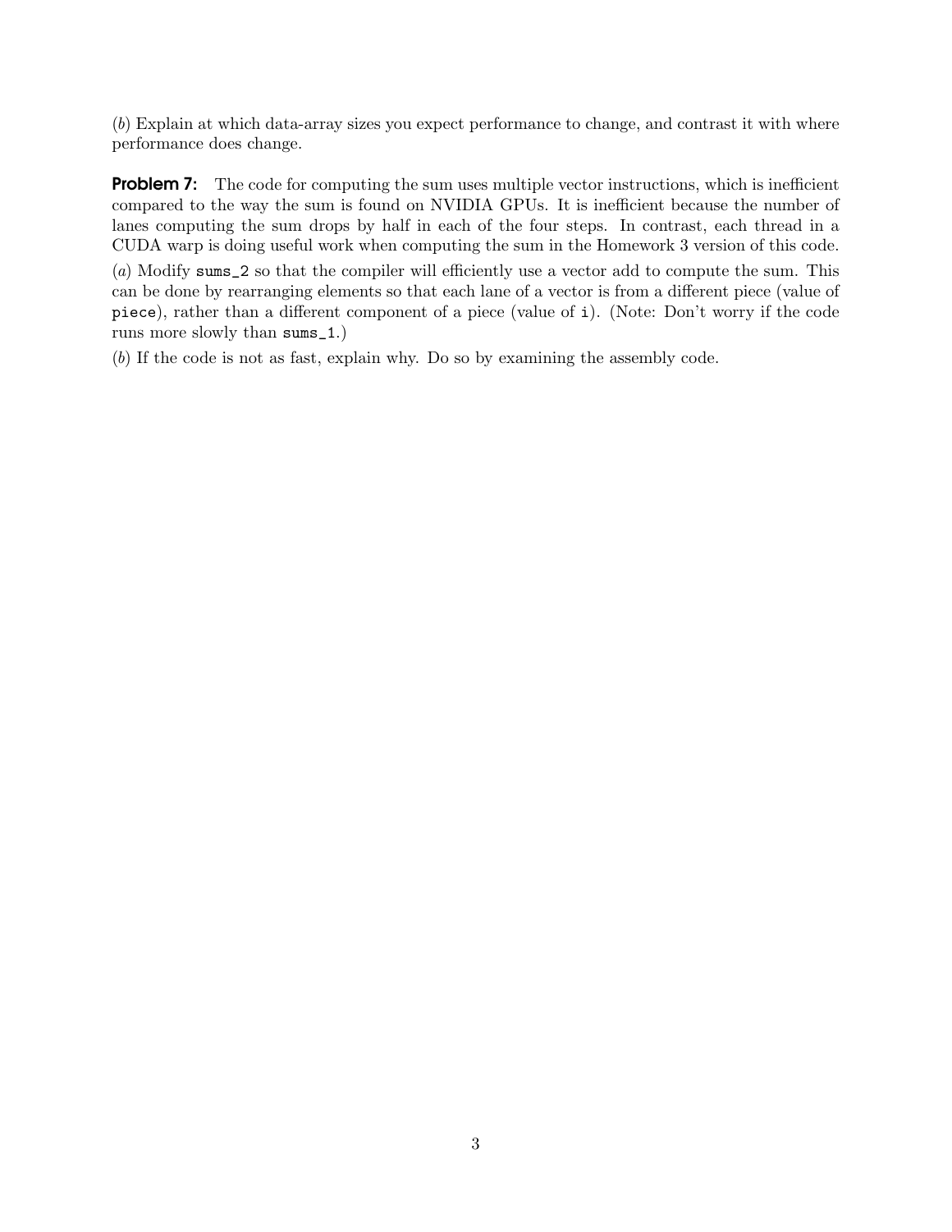(*b*) Explain at which data-array sizes you expect performance to change, and contrast it with where performance does change.

**Problem 7:** The code for computing the sum uses multiple vector instructions, which is inefficient compared to the way the sum is found on NVIDIA GPUs. It is inefficient because the number of lanes computing the sum drops by half in each of the four steps. In contrast, each thread in a CUDA warp is doing useful work when computing the sum in the Homework 3 version of this code.

(*a*) Modify `sums_2` so that the compiler will efficiently use a vector add to compute the sum. This can be done by rearranging elements so that each lane of a vector is from a different piece (value of `piece`), rather than a different component of a piece (value of `i`). (Note: Don't worry if the code runs more slowly than `sums_1`.)

(*b*) If the code is not as fast, explain why. Do so by examining the assembly code.